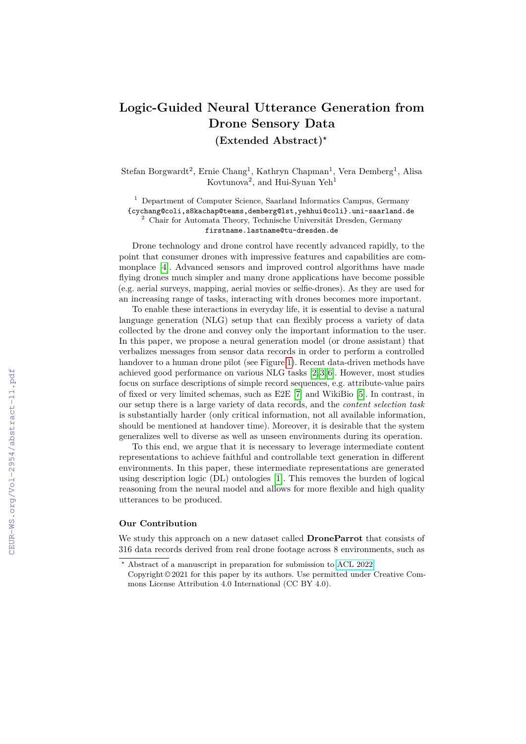# Logic-Guided Neural Utterance Generation from Drone Sensory Data

## (Extended Abstract)*

Stefan Borgwardt[2], Ernie Chang[1], Kathryn Chapman[1], Vera Demberg[1], Alisa Kovtunova[2], and Hui-Syuan Yeh[1]

[1] Department of Computer Science, Saarland Informatics Campus, Germany
{cychang@coli,s8kachap@teams,demberg@lst,yehhui@coli}.uni-saarland.de
[2] Chair for Automata Theory, Technische Universität Dresden, Germany
firstname.lastname@tu-dresden.de

Drone technology and drone control have recently advanced rapidly, to the point that consumer drones with impressive features and capabilities are commonplace [4]. Advanced sensors and improved control algorithms have made flying drones much simpler and many drone applications have become possible (e.g. aerial surveys, mapping, aerial movies or selfie-drones). As they are used for an increasing range of tasks, interacting with drones becomes more important.

To enable these interactions in everyday life, it is essential to devise a natural language generation (NLG) setup that can flexibly process a variety of data collected by the drone and convey only the important information to the user. In this paper, we propose a neural generation model (or drone assistant) that verbalizes messages from sensor data records in order to perform a controlled handover to a human drone pilot (see Figure 1). Recent data-driven methods have achieved good performance on various NLG tasks [2,3,6]. However, most studies focus on surface descriptions of simple record sequences, e.g. attribute-value pairs of fixed or very limited schemas, such as E2E [7] and WikiBio [5]. In contrast, in our setup there is a large variety of data records, and the *content selection task* is substantially harder (only critical information, not all available information, should be mentioned at handover time). Moreover, it is desirable that the system generalizes well to diverse as well as unseen environments during its operation.

To this end, we argue that it is necessary to leverage intermediate content representations to achieve faithful and controllable text generation in different environments. In this paper, these intermediate representations are generated using description logic (DL) ontologies [1]. This removes the burden of logical reasoning from the neural model and allows for more flexible and high quality utterances to be produced.

### Our Contribution

We study this approach on a new dataset called **DroneParrot** that consists of 316 data records derived from real drone footage across 8 environments, such as

---

* Abstract of a manuscript in preparation for submission to ACL 2022.
Copyright © 2021 for this paper by its authors. Use permitted under Creative Commons License Attribution 4.0 International (CC BY 4.0).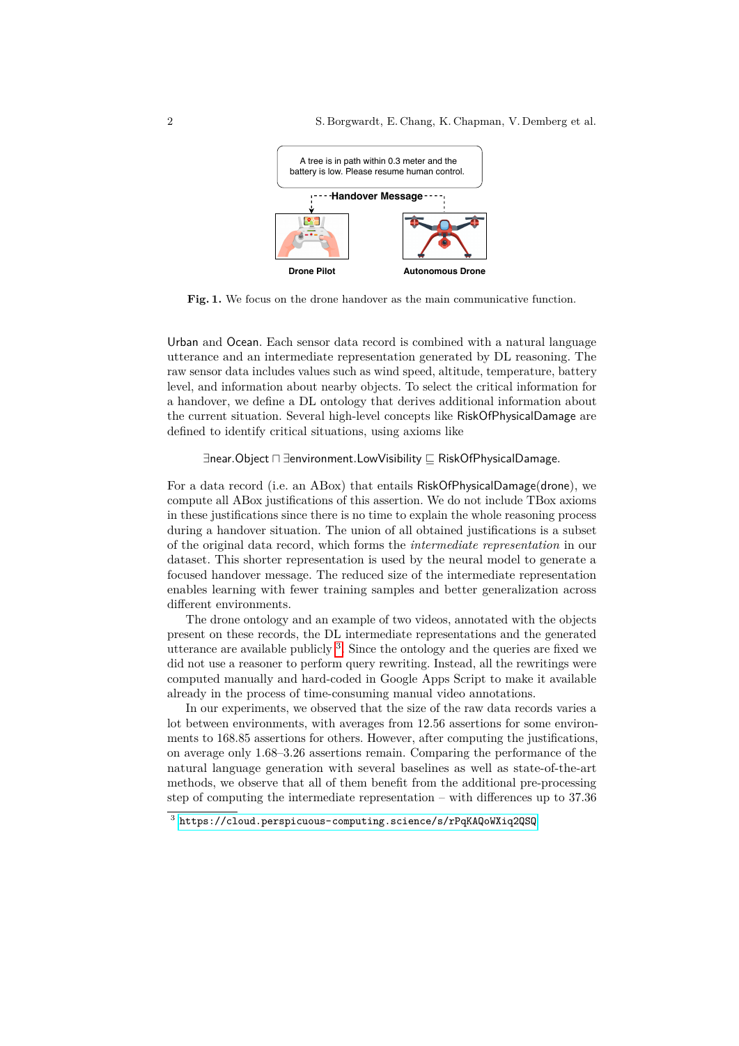A tree is in path within 0.3 meter and the battery is low. Please resume human control.

Handover Message

Drone Pilot

Autonomous Drone

**Fig. 1.** We focus on the drone handover as the main communicative function.

Urban and Ocean. Each sensor data record is combined with a natural language utterance and an intermediate representation generated by DL reasoning. The raw sensor data includes values such as wind speed, altitude, temperature, battery level, and information about nearby objects. To select the critical information for a handover, we define a DL ontology that derives additional information about the current situation. Several high-level concepts like RiskOfPhysicalDamage are defined to identify critical situations, using axioms like

$$\exists \mathsf{near}.\mathsf{Object} \sqcap \exists \mathsf{environment}.\mathsf{LowVisibility} \sqsubseteq \mathsf{RiskOfPhysicalDamage}.$$

For a data record (i.e. an ABox) that entails RiskOfPhysicalDamage(drone), we compute all ABox justifications of this assertion. We do not include TBox axioms in these justifications since there is no time to explain the whole reasoning process during a handover situation. The union of all obtained justifications is a subset of the original data record, which forms the *intermediate representation* in our dataset. This shorter representation is used by the neural model to generate a focused handover message. The reduced size of the intermediate representation enables learning with fewer training samples and better generalization across different environments.

The drone ontology and an example of two videos, annotated with the objects present on these records, the DL intermediate representations and the generated utterance are available publicly [3]. Since the ontology and the queries are fixed we did not use a reasoner to perform query rewriting. Instead, all the rewritings were computed manually and hard-coded in Google Apps Script to make it available already in the process of time-consuming manual video annotations.

In our experiments, we observed that the size of the raw data records varies a lot between environments, with averages from 12.56 assertions for some environments to 168.85 assertions for others. However, after computing the justifications, on average only 1.68–3.26 assertions remain. Comparing the performance of the natural language generation with several baselines as well as state-of-the-art methods, we observe that all of them benefit from the additional pre-processing step of computing the intermediate representation – with differences up to 37.36

[3] https://cloud.perspicuous-computing.science/s/rPqKAQoWXiq2QSQ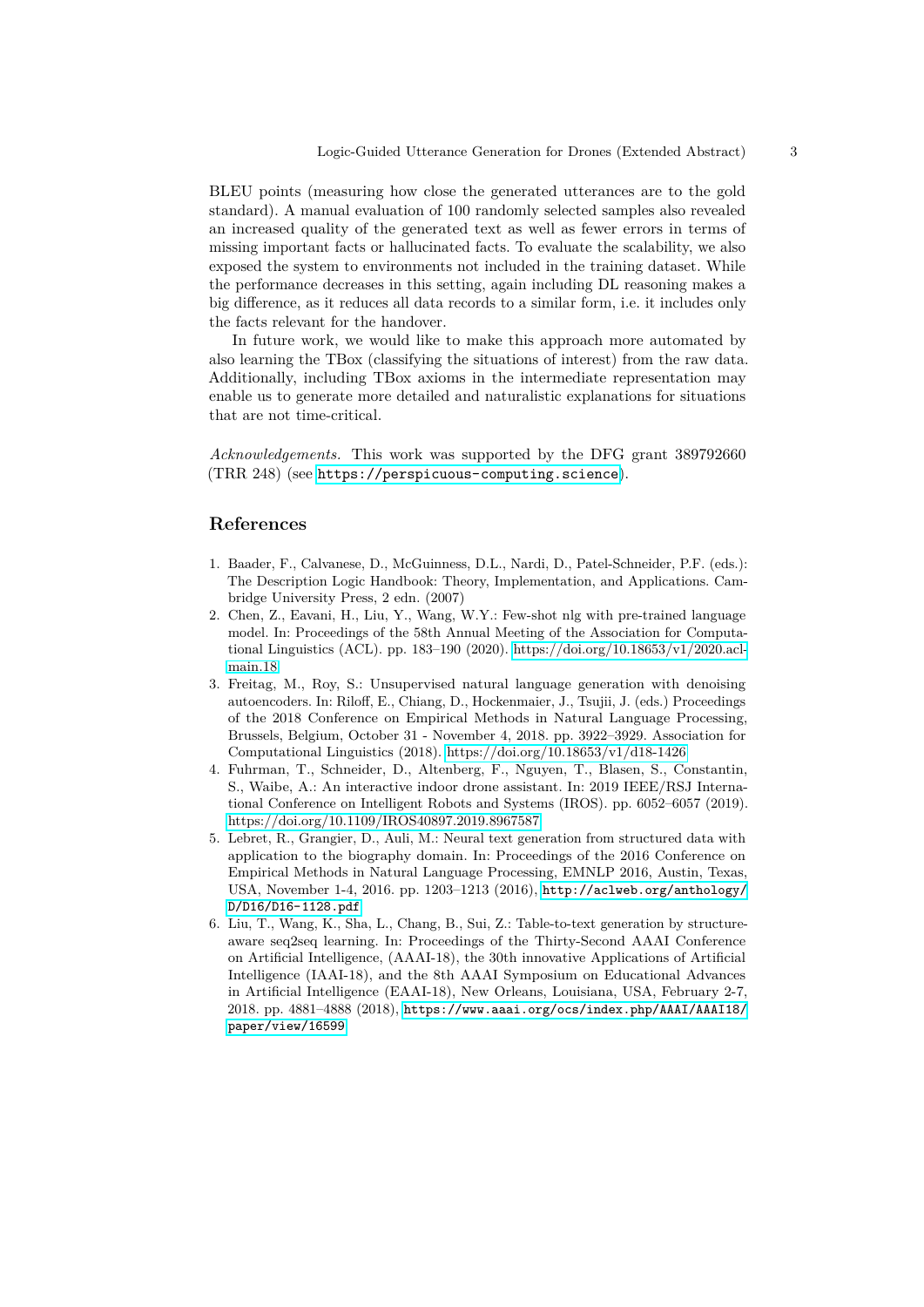BLEU points (measuring how close the generated utterances are to the gold standard). A manual evaluation of 100 randomly selected samples also revealed an increased quality of the generated text as well as fewer errors in terms of missing important facts or hallucinated facts. To evaluate the scalability, we also exposed the system to environments not included in the training dataset. While the performance decreases in this setting, again including DL reasoning makes a big difference, as it reduces all data records to a similar form, i.e. it includes only the facts relevant for the handover.

In future work, we would like to make this approach more automated by also learning the TBox (classifying the situations of interest) from the raw data. Additionally, including TBox axioms in the intermediate representation may enable us to generate more detailed and naturalistic explanations for situations that are not time-critical.

*Acknowledgements.* This work was supported by the DFG grant 389792660 (TRR 248) (see https://perspicuous-computing.science).

## References

1. Baader, F., Calvanese, D., McGuinness, D.L., Nardi, D., Patel-Schneider, P.F. (eds.): The Description Logic Handbook: Theory, Implementation, and Applications. Cambridge University Press, 2 edn. (2007)
2. Chen, Z., Eavani, H., Liu, Y., Wang, W.Y.: Few-shot nlg with pre-trained language model. In: Proceedings of the 58th Annual Meeting of the Association for Computational Linguistics (ACL). pp. 183–190 (2020). https://doi.org/10.18653/v1/2020.acl-main.18
3. Freitag, M., Roy, S.: Unsupervised natural language generation with denoising autoencoders. In: Riloff, E., Chiang, D., Hockenmaier, J., Tsujii, J. (eds.) Proceedings of the 2018 Conference on Empirical Methods in Natural Language Processing, Brussels, Belgium, October 31 - November 4, 2018. pp. 3922–3929. Association for Computational Linguistics (2018). https://doi.org/10.18653/v1/d18-1426
4. Fuhrman, T., Schneider, D., Altenberg, F., Nguyen, T., Blasen, S., Constantin, S., Waibe, A.: An interactive indoor drone assistant. In: 2019 IEEE/RSJ International Conference on Intelligent Robots and Systems (IROS). pp. 6052–6057 (2019). https://doi.org/10.1109/IROS40897.2019.8967587
5. Lebret, R., Grangier, D., Auli, M.: Neural text generation from structured data with application to the biography domain. In: Proceedings of the 2016 Conference on Empirical Methods in Natural Language Processing, EMNLP 2016, Austin, Texas, USA, November 1-4, 2016. pp. 1203–1213 (2016), http://aclweb.org/anthology/D/D16/D16-1128.pdf
6. Liu, T., Wang, K., Sha, L., Chang, B., Sui, Z.: Table-to-text generation by structure-aware seq2seq learning. In: Proceedings of the Thirty-Second AAAI Conference on Artificial Intelligence, (AAAI-18), the 30th innovative Applications of Artificial Intelligence (IAAI-18), and the 8th AAAI Symposium on Educational Advances in Artificial Intelligence (EAAI-18), New Orleans, Louisiana, USA, February 2-7, 2018. pp. 4881–4888 (2018), https://www.aaai.org/ocs/index.php/AAAI/AAAI18/paper/view/16599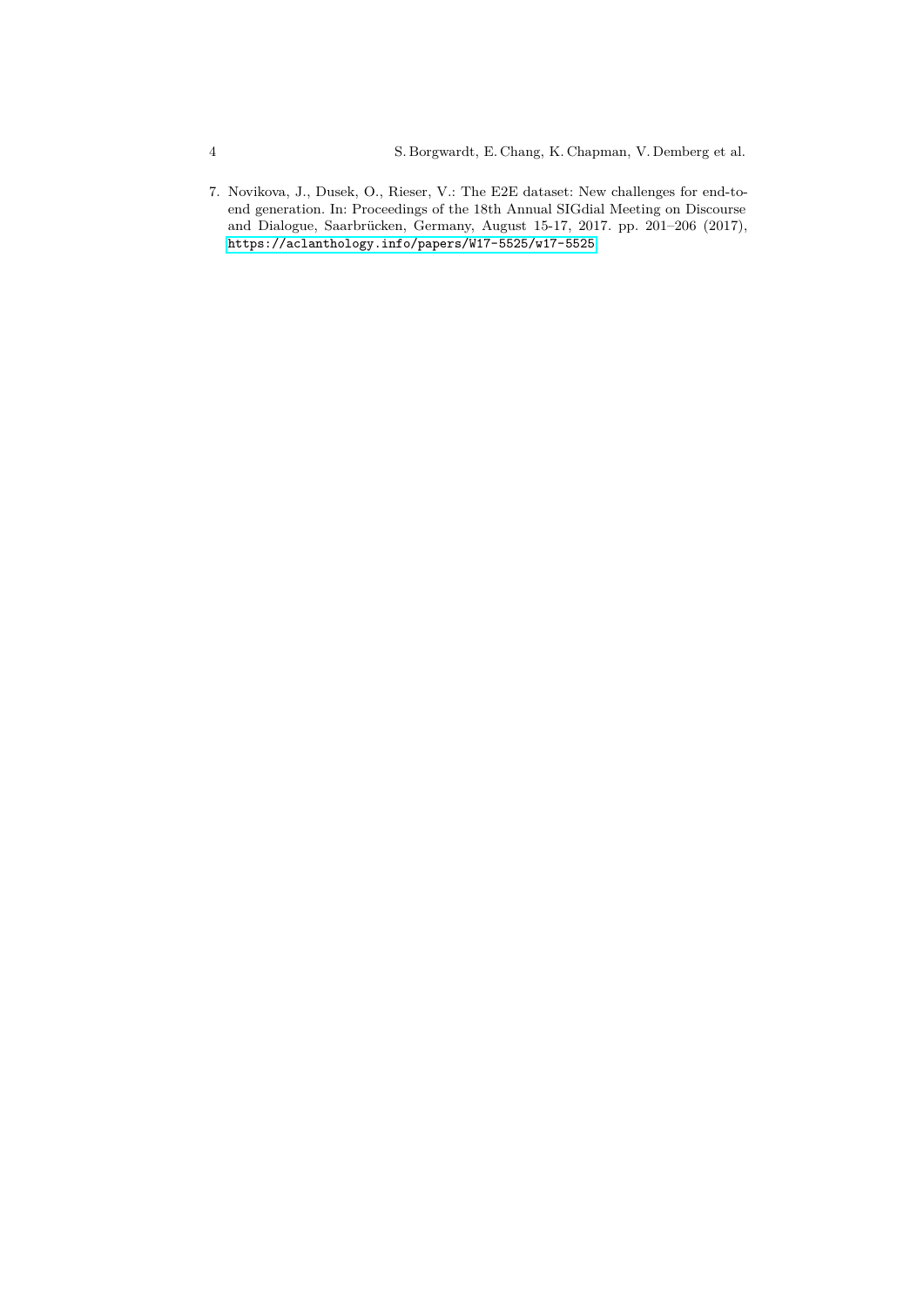7. Novikova, J., Dusek, O., Rieser, V.: The E2E dataset: New challenges for end-to-end generation. In: Proceedings of the 18th Annual SIGdial Meeting on Discourse and Dialogue, Saarbrücken, Germany, August 15-17, 2017. pp. 201–206 (2017), https://aclanthology.info/papers/W17-5525/w17-5525